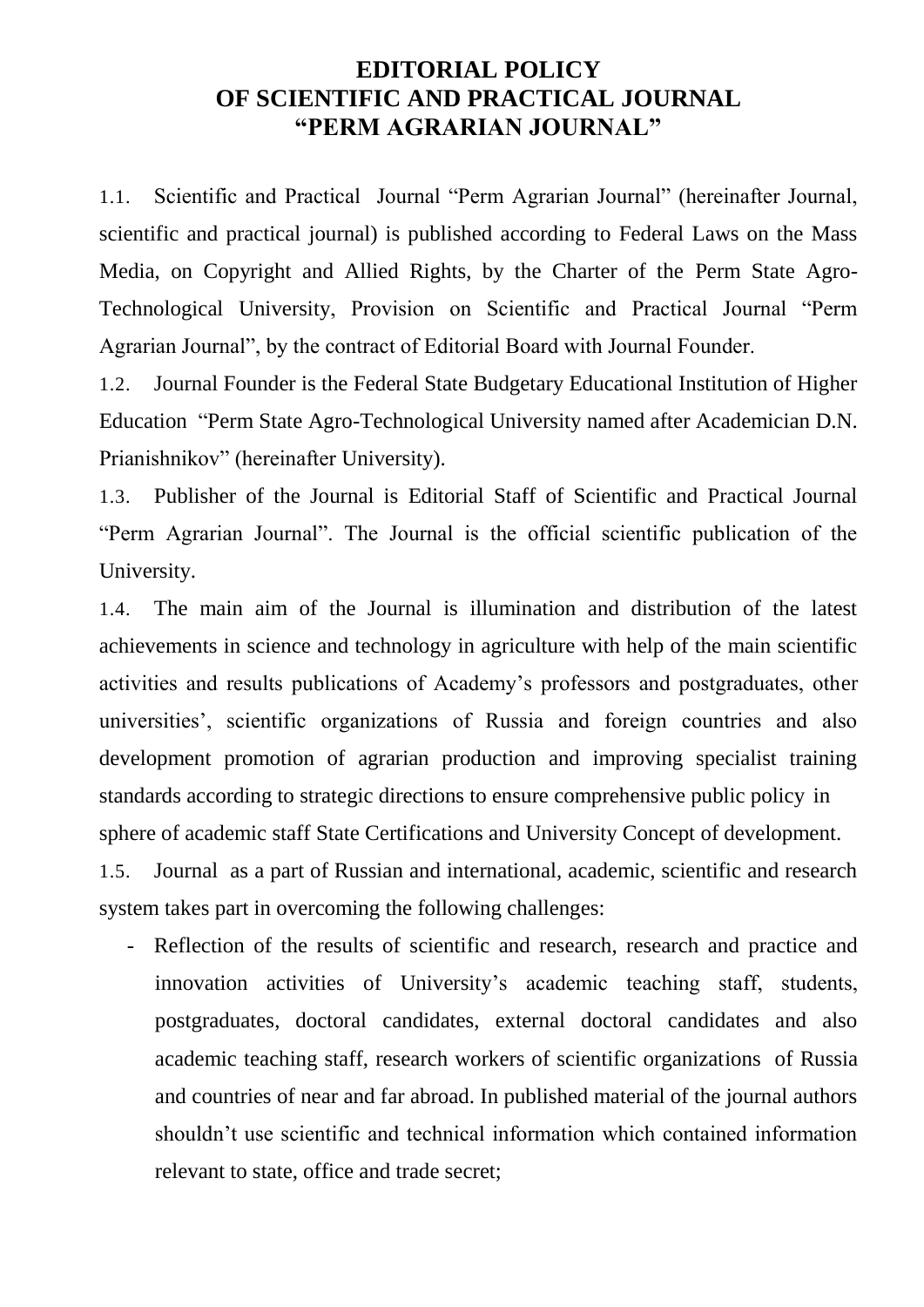# EDITORIAL POLICY
# OF SCIENTIFIC AND PRACTICAL JOURNAL
# "PERM AGRARIAN JOURNAL"

1.1. Scientific and Practical Journal "Perm Agrarian Journal" (hereinafter Journal, scientific and practical journal) is published according to Federal Laws on the Mass Media, on Copyright and Allied Rights, by the Charter of the Perm State Agro-Technological University, Provision on Scientific and Practical Journal "Perm Agrarian Journal", by the contract of Editorial Board with Journal Founder.

1.2. Journal Founder is the Federal State Budgetary Educational Institution of Higher Education "Perm State Agro-Technological University named after Academician D.N. Prianishnikov" (hereinafter University).

1.3. Publisher of the Journal is Editorial Staff of Scientific and Practical Journal "Perm Agrarian Journal". The Journal is the official scientific publication of the University.

1.4. The main aim of the Journal is illumination and distribution of the latest achievements in science and technology in agriculture with help of the main scientific activities and results publications of Academy's professors and postgraduates, other universities', scientific organizations of Russia and foreign countries and also development promotion of agrarian production and improving specialist training standards according to strategic directions to ensure comprehensive public policy in sphere of academic staff State Certifications and University Concept of development.

1.5. Journal as a part of Russian and international, academic, scientific and research system takes part in overcoming the following challenges:

- Reflection of the results of scientific and research, research and practice and innovation activities of University's academic teaching staff, students, postgraduates, doctoral candidates, external doctoral candidates and also academic teaching staff, research workers of scientific organizations of Russia and countries of near and far abroad. In published material of the journal authors shouldn't use scientific and technical information which contained information relevant to state, office and trade secret;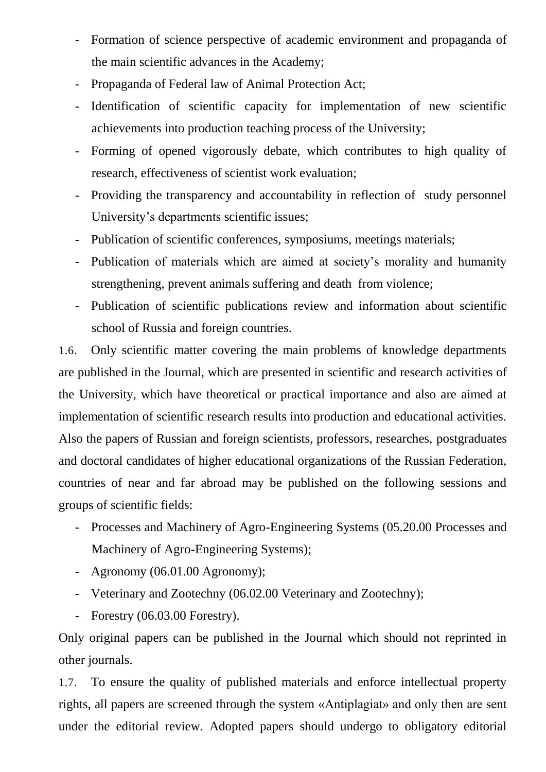- Formation of science perspective of academic environment and propaganda of the main scientific advances in the Academy;
- Propaganda of Federal law of Animal Protection Act;
- Identification of scientific capacity for implementation of new scientific achievements into production teaching process of the University;
- Forming of opened vigorously debate, which contributes to high quality of research, effectiveness of scientist work evaluation;
- Providing the transparency and accountability in reflection of study personnel University's departments scientific issues;
- Publication of scientific conferences, symposiums, meetings materials;
- Publication of materials which are aimed at society's morality and humanity strengthening, prevent animals suffering and death from violence;
- Publication of scientific publications review and information about scientific school of Russia and foreign countries.

1.6. Only scientific matter covering the main problems of knowledge departments are published in the Journal, which are presented in scientific and research activities of the University, which have theoretical or practical importance and also are aimed at implementation of scientific research results into production and educational activities. Also the papers of Russian and foreign scientists, professors, researches, postgraduates and doctoral candidates of higher educational organizations of the Russian Federation, countries of near and far abroad may be published on the following sessions and groups of scientific fields:

- Processes and Machinery of Agro-Engineering Systems (05.20.00 Processes and Machinery of Agro-Engineering Systems);
- Agronomy (06.01.00 Agronomy);
- Veterinary and Zootechny (06.02.00 Veterinary and Zootechny);
- Forestry (06.03.00 Forestry).

Only original papers can be published in the Journal which should not reprinted in other journals.

1.7. To ensure the quality of published materials and enforce intellectual property rights, all papers are screened through the system «Antiplagiat» and only then are sent under the editorial review. Adopted papers should undergo to obligatory editorial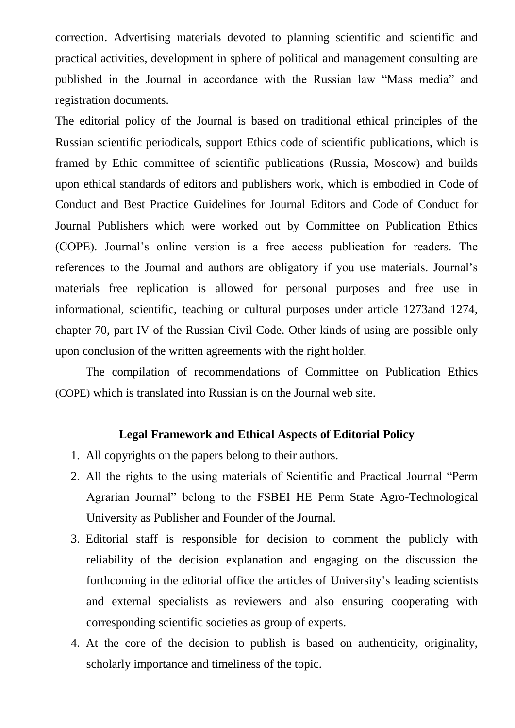correction. Advertising materials devoted to planning scientific and scientific and practical activities, development in sphere of political and management consulting are published in the Journal in accordance with the Russian law "Mass media" and registration documents.

The editorial policy of the Journal is based on traditional ethical principles of the Russian scientific periodicals, support Ethics code of scientific publications, which is framed by Ethic committee of scientific publications (Russia, Moscow) and builds upon ethical standards of editors and publishers work, which is embodied in Code of Conduct and Best Practice Guidelines for Journal Editors and Code of Conduct for Journal Publishers which were worked out by Committee on Publication Ethics (COPE). Journal's online version is a free access publication for readers. The references to the Journal and authors are obligatory if you use materials. Journal's materials free replication is allowed for personal purposes and free use in informational, scientific, teaching or cultural purposes under article 1273and 1274, chapter 70, part IV of the Russian Civil Code. Other kinds of using are possible only upon conclusion of the written agreements with the right holder.

The compilation of recommendations of Committee on Publication Ethics (COPE) which is translated into Russian is on the Journal web site.

**Legal Framework and Ethical Aspects of Editorial Policy**

1. All copyrights on the papers belong to their authors.
2. All the rights to the using materials of Scientific and Practical Journal "Perm Agrarian Journal" belong to the FSBEI HE Perm State Agro-Technological University as Publisher and Founder of the Journal.
3. Editorial staff is responsible for decision to comment the publicly with reliability of the decision explanation and engaging on the discussion the forthcoming in the editorial office the articles of University's leading scientists and external specialists as reviewers and also ensuring cooperating with corresponding scientific societies as group of experts.
4. At the core of the decision to publish is based on authenticity, originality, scholarly importance and timeliness of the topic.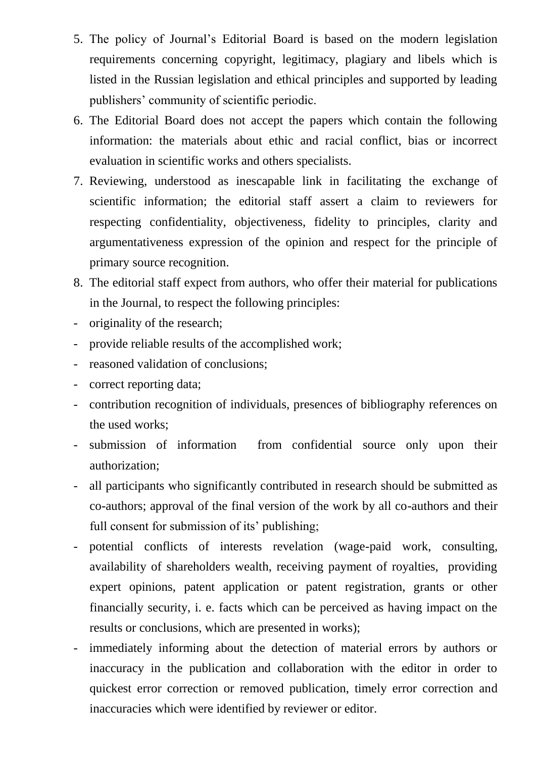5. The policy of Journal's Editorial Board is based on the modern legislation requirements concerning copyright, legitimacy, plagiary and libels which is listed in the Russian legislation and ethical principles and supported by leading publishers' community of scientific periodic.
6. The Editorial Board does not accept the papers which contain the following information: the materials about ethic and racial conflict, bias or incorrect evaluation in scientific works and others specialists.
7. Reviewing, understood as inescapable link in facilitating the exchange of scientific information; the editorial staff assert a claim to reviewers for respecting confidentiality, objectiveness, fidelity to principles, clarity and argumentativeness expression of the opinion and respect for the principle of primary source recognition.
8. The editorial staff expect from authors, who offer their material for publications in the Journal, to respect the following principles:

- originality of the research;
- provide reliable results of the accomplished work;
- reasoned validation of conclusions;
- correct reporting data;
- contribution recognition of individuals, presences of bibliography references on the used works;
- submission of information from confidential source only upon their authorization;
- all participants who significantly contributed in research should be submitted as co-authors; approval of the final version of the work by all co-authors and their full consent for submission of its' publishing;
- potential conflicts of interests revelation (wage-paid work, consulting, availability of shareholders wealth, receiving payment of royalties, providing expert opinions, patent application or patent registration, grants or other financially security, i. e. facts which can be perceived as having impact on the results or conclusions, which are presented in works);
- immediately informing about the detection of material errors by authors or inaccuracy in the publication and collaboration with the editor in order to quickest error correction or removed publication, timely error correction and inaccuracies which were identified by reviewer or editor.